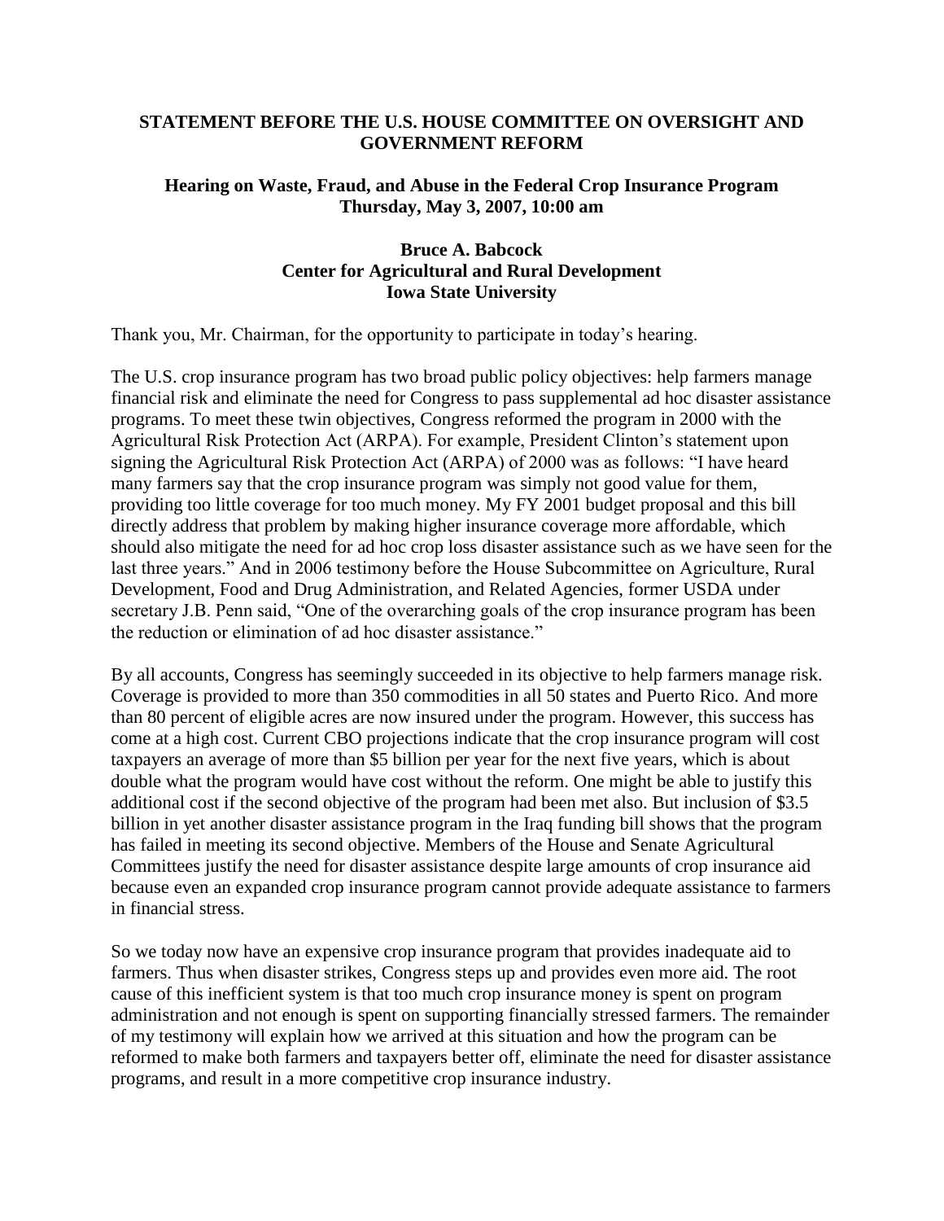**STATEMENT BEFORE THE U.S. HOUSE COMMITTEE ON OVERSIGHT AND GOVERNMENT REFORM**

**Hearing on Waste, Fraud, and Abuse in the Federal Crop Insurance Program**
**Thursday, May 3, 2007, 10:00 am**

**Bruce A. Babcock**
**Center for Agricultural and Rural Development**
**Iowa State University**

Thank you, Mr. Chairman, for the opportunity to participate in today's hearing.

The U.S. crop insurance program has two broad public policy objectives: help farmers manage financial risk and eliminate the need for Congress to pass supplemental ad hoc disaster assistance programs. To meet these twin objectives, Congress reformed the program in 2000 with the Agricultural Risk Protection Act (ARPA). For example, President Clinton's statement upon signing the Agricultural Risk Protection Act (ARPA) of 2000 was as follows: "I have heard many farmers say that the crop insurance program was simply not good value for them, providing too little coverage for too much money. My FY 2001 budget proposal and this bill directly address that problem by making higher insurance coverage more affordable, which should also mitigate the need for ad hoc crop loss disaster assistance such as we have seen for the last three years." And in 2006 testimony before the House Subcommittee on Agriculture, Rural Development, Food and Drug Administration, and Related Agencies, former USDA under secretary J.B. Penn said, "One of the overarching goals of the crop insurance program has been the reduction or elimination of ad hoc disaster assistance."

By all accounts, Congress has seemingly succeeded in its objective to help farmers manage risk. Coverage is provided to more than 350 commodities in all 50 states and Puerto Rico. And more than 80 percent of eligible acres are now insured under the program. However, this success has come at a high cost. Current CBO projections indicate that the crop insurance program will cost taxpayers an average of more than \$5 billion per year for the next five years, which is about double what the program would have cost without the reform. One might be able to justify this additional cost if the second objective of the program had been met also. But inclusion of \$3.5 billion in yet another disaster assistance program in the Iraq funding bill shows that the program has failed in meeting its second objective. Members of the House and Senate Agricultural Committees justify the need for disaster assistance despite large amounts of crop insurance aid because even an expanded crop insurance program cannot provide adequate assistance to farmers in financial stress.

So we today now have an expensive crop insurance program that provides inadequate aid to farmers. Thus when disaster strikes, Congress steps up and provides even more aid. The root cause of this inefficient system is that too much crop insurance money is spent on program administration and not enough is spent on supporting financially stressed farmers. The remainder of my testimony will explain how we arrived at this situation and how the program can be reformed to make both farmers and taxpayers better off, eliminate the need for disaster assistance programs, and result in a more competitive crop insurance industry.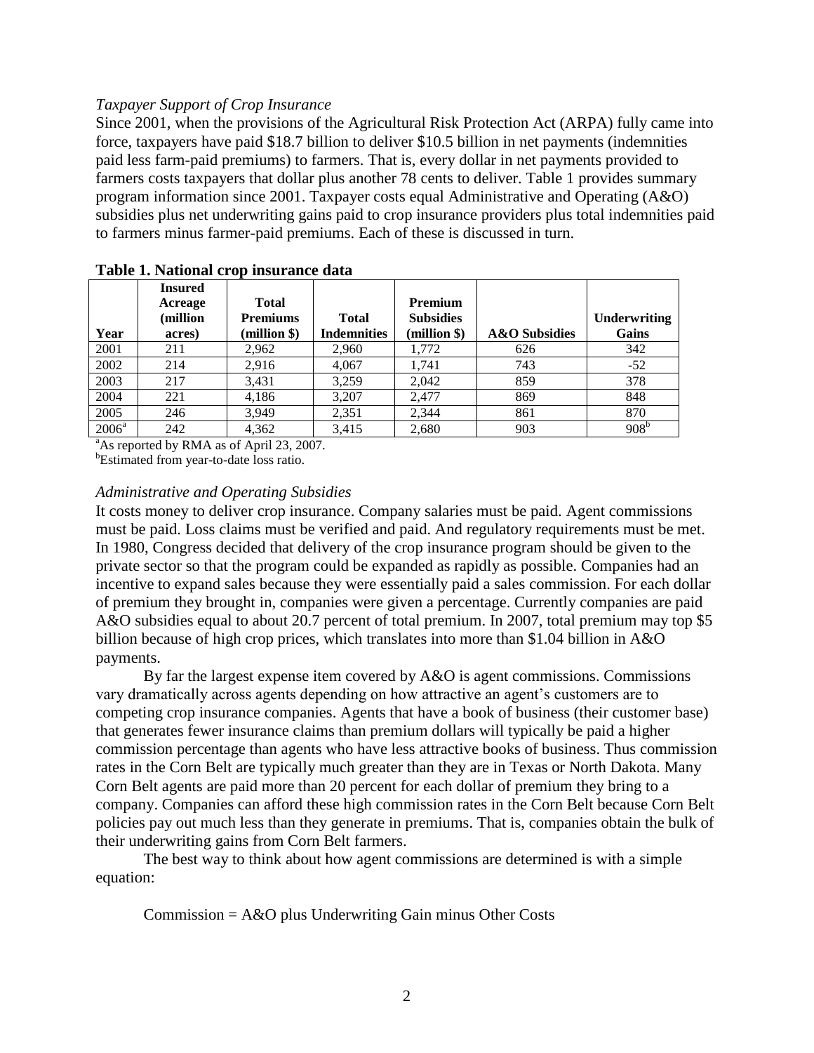*Taxpayer Support of Crop Insurance*

Since 2001, when the provisions of the Agricultural Risk Protection Act (ARPA) fully came into force, taxpayers have paid $18.7 billion to deliver $10.5 billion in net payments (indemnities paid less farm-paid premiums) to farmers. That is, every dollar in net payments provided to farmers costs taxpayers that dollar plus another 78 cents to deliver. Table 1 provides summary program information since 2001. Taxpayer costs equal Administrative and Operating (A&O) subsidies plus net underwriting gains paid to crop insurance providers plus total indemnities paid to farmers minus farmer-paid premiums. Each of these is discussed in turn.

**Table 1. National crop insurance data**

| Year | Insured Acreage (million acres) | Total Premiums (million $) | Total Indemnities | Premium Subsidies (million $) | A&O Subsidies | Underwriting Gains |
|---|---|---|---|---|---|---|
| 2001 | 211 | 2,962 | 2,960 | 1,772 | 626 | 342 |
| 2002 | 214 | 2,916 | 4,067 | 1,741 | 743 | -52 |
| 2003 | 217 | 3,431 | 3,259 | 2,042 | 859 | 378 |
| 2004 | 221 | 4,186 | 3,207 | 2,477 | 869 | 848 |
| 2005 | 246 | 3,949 | 2,351 | 2,344 | 861 | 870 |
| 2006[a] | 242 | 4,362 | 3,415 | 2,680 | 903 | 908[b] |

[a]As reported by RMA as of April 23, 2007.
[b]Estimated from year-to-date loss ratio.

*Administrative and Operating Subsidies*

It costs money to deliver crop insurance. Company salaries must be paid. Agent commissions must be paid. Loss claims must be verified and paid. And regulatory requirements must be met. In 1980, Congress decided that delivery of the crop insurance program should be given to the private sector so that the program could be expanded as rapidly as possible. Companies had an incentive to expand sales because they were essentially paid a sales commission. For each dollar of premium they brought in, companies were given a percentage. Currently companies are paid A&O subsidies equal to about 20.7 percent of total premium. In 2007, total premium may top $5 billion because of high crop prices, which translates into more than $1.04 billion in A&O payments.

By far the largest expense item covered by A&O is agent commissions. Commissions vary dramatically across agents depending on how attractive an agent's customers are to competing crop insurance companies. Agents that have a book of business (their customer base) that generates fewer insurance claims than premium dollars will typically be paid a higher commission percentage than agents who have less attractive books of business. Thus commission rates in the Corn Belt are typically much greater than they are in Texas or North Dakota. Many Corn Belt agents are paid more than 20 percent for each dollar of premium they bring to a company. Companies can afford these high commission rates in the Corn Belt because Corn Belt policies pay out much less than they generate in premiums. That is, companies obtain the bulk of their underwriting gains from Corn Belt farmers.

The best way to think about how agent commissions are determined is with a simple equation:

Commission = A&O plus Underwriting Gain minus Other Costs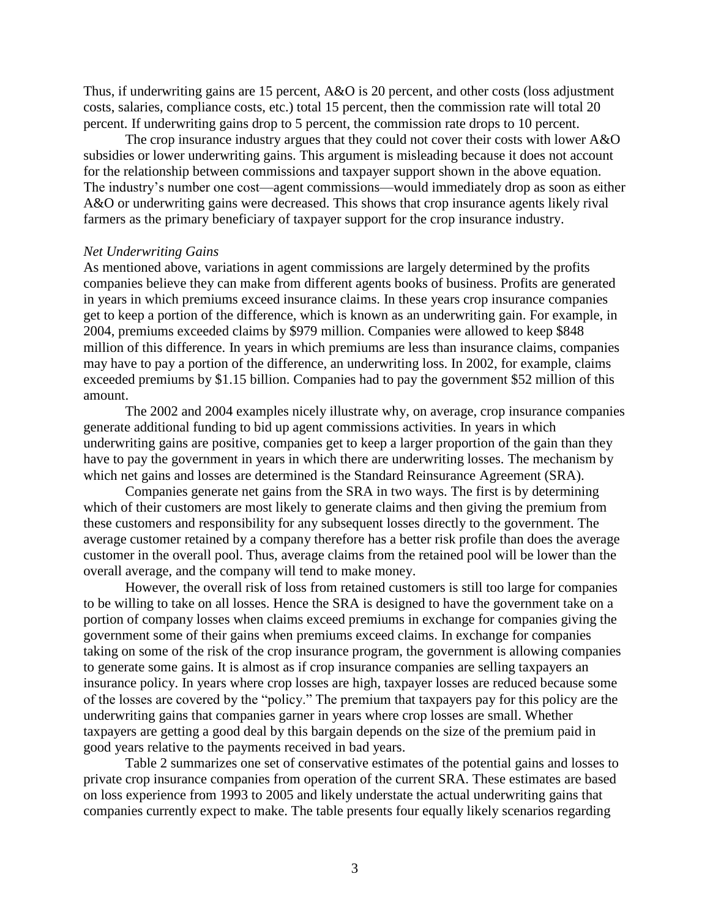Thus, if underwriting gains are 15 percent, A&O is 20 percent, and other costs (loss adjustment costs, salaries, compliance costs, etc.) total 15 percent, then the commission rate will total 20 percent. If underwriting gains drop to 5 percent, the commission rate drops to 10 percent.

The crop insurance industry argues that they could not cover their costs with lower A&O subsidies or lower underwriting gains. This argument is misleading because it does not account for the relationship between commissions and taxpayer support shown in the above equation. The industry's number one cost—agent commissions—would immediately drop as soon as either A&O or underwriting gains were decreased. This shows that crop insurance agents likely rival farmers as the primary beneficiary of taxpayer support for the crop insurance industry.

*Net Underwriting Gains*

As mentioned above, variations in agent commissions are largely determined by the profits companies believe they can make from different agents books of business. Profits are generated in years in which premiums exceed insurance claims. In these years crop insurance companies get to keep a portion of the difference, which is known as an underwriting gain. For example, in 2004, premiums exceeded claims by $979 million. Companies were allowed to keep $848 million of this difference. In years in which premiums are less than insurance claims, companies may have to pay a portion of the difference, an underwriting loss. In 2002, for example, claims exceeded premiums by $1.15 billion. Companies had to pay the government $52 million of this amount.

The 2002 and 2004 examples nicely illustrate why, on average, crop insurance companies generate additional funding to bid up agent commissions activities. In years in which underwriting gains are positive, companies get to keep a larger proportion of the gain than they have to pay the government in years in which there are underwriting losses. The mechanism by which net gains and losses are determined is the Standard Reinsurance Agreement (SRA).

Companies generate net gains from the SRA in two ways. The first is by determining which of their customers are most likely to generate claims and then giving the premium from these customers and responsibility for any subsequent losses directly to the government. The average customer retained by a company therefore has a better risk profile than does the average customer in the overall pool. Thus, average claims from the retained pool will be lower than the overall average, and the company will tend to make money.

However, the overall risk of loss from retained customers is still too large for companies to be willing to take on all losses. Hence the SRA is designed to have the government take on a portion of company losses when claims exceed premiums in exchange for companies giving the government some of their gains when premiums exceed claims. In exchange for companies taking on some of the risk of the crop insurance program, the government is allowing companies to generate some gains. It is almost as if crop insurance companies are selling taxpayers an insurance policy. In years where crop losses are high, taxpayer losses are reduced because some of the losses are covered by the "policy." The premium that taxpayers pay for this policy are the underwriting gains that companies garner in years where crop losses are small. Whether taxpayers are getting a good deal by this bargain depends on the size of the premium paid in good years relative to the payments received in bad years.

Table 2 summarizes one set of conservative estimates of the potential gains and losses to private crop insurance companies from operation of the current SRA. These estimates are based on loss experience from 1993 to 2005 and likely understate the actual underwriting gains that companies currently expect to make. The table presents four equally likely scenarios regarding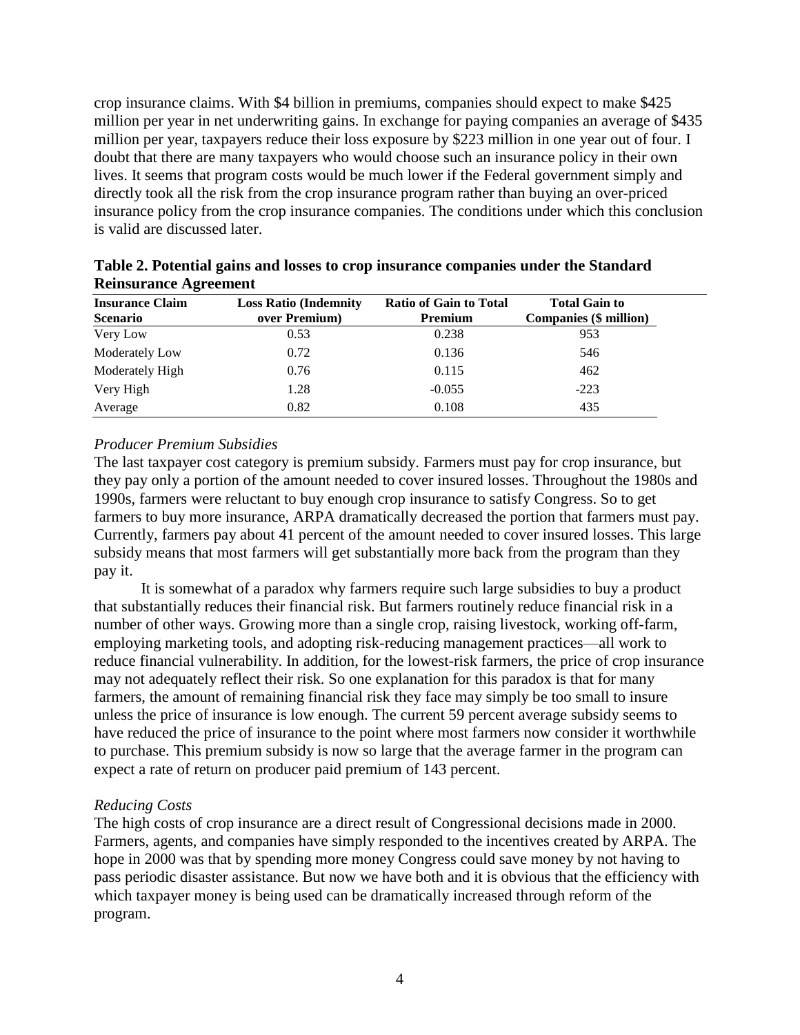crop insurance claims. With $4 billion in premiums, companies should expect to make $425 million per year in net underwriting gains. In exchange for paying companies an average of $435 million per year, taxpayers reduce their loss exposure by $223 million in one year out of four. I doubt that there are many taxpayers who would choose such an insurance policy in their own lives. It seems that program costs would be much lower if the Federal government simply and directly took all the risk from the crop insurance program rather than buying an over-priced insurance policy from the crop insurance companies. The conditions under which this conclusion is valid are discussed later.

**Table 2. Potential gains and losses to crop insurance companies under the Standard Reinsurance Agreement**

| Insurance Claim Scenario | Loss Ratio (Indemnity over Premium) | Ratio of Gain to Total Premium | Total Gain to Companies ($ million) |
|---|---|---|---|
| Very Low | 0.53 | 0.238 | 953 |
| Moderately Low | 0.72 | 0.136 | 546 |
| Moderately High | 0.76 | 0.115 | 462 |
| Very High | 1.28 | -0.055 | -223 |
| Average | 0.82 | 0.108 | 435 |

*Producer Premium Subsidies*

The last taxpayer cost category is premium subsidy. Farmers must pay for crop insurance, but they pay only a portion of the amount needed to cover insured losses. Throughout the 1980s and 1990s, farmers were reluctant to buy enough crop insurance to satisfy Congress. So to get farmers to buy more insurance, ARPA dramatically decreased the portion that farmers must pay. Currently, farmers pay about 41 percent of the amount needed to cover insured losses. This large subsidy means that most farmers will get substantially more back from the program than they pay it.

It is somewhat of a paradox why farmers require such large subsidies to buy a product that substantially reduces their financial risk. But farmers routinely reduce financial risk in a number of other ways. Growing more than a single crop, raising livestock, working off-farm, employing marketing tools, and adopting risk-reducing management practices—all work to reduce financial vulnerability. In addition, for the lowest-risk farmers, the price of crop insurance may not adequately reflect their risk. So one explanation for this paradox is that for many farmers, the amount of remaining financial risk they face may simply be too small to insure unless the price of insurance is low enough. The current 59 percent average subsidy seems to have reduced the price of insurance to the point where most farmers now consider it worthwhile to purchase. This premium subsidy is now so large that the average farmer in the program can expect a rate of return on producer paid premium of 143 percent.

*Reducing Costs*

The high costs of crop insurance are a direct result of Congressional decisions made in 2000. Farmers, agents, and companies have simply responded to the incentives created by ARPA. The hope in 2000 was that by spending more money Congress could save money by not having to pass periodic disaster assistance. But now we have both and it is obvious that the efficiency with which taxpayer money is being used can be dramatically increased through reform of the program.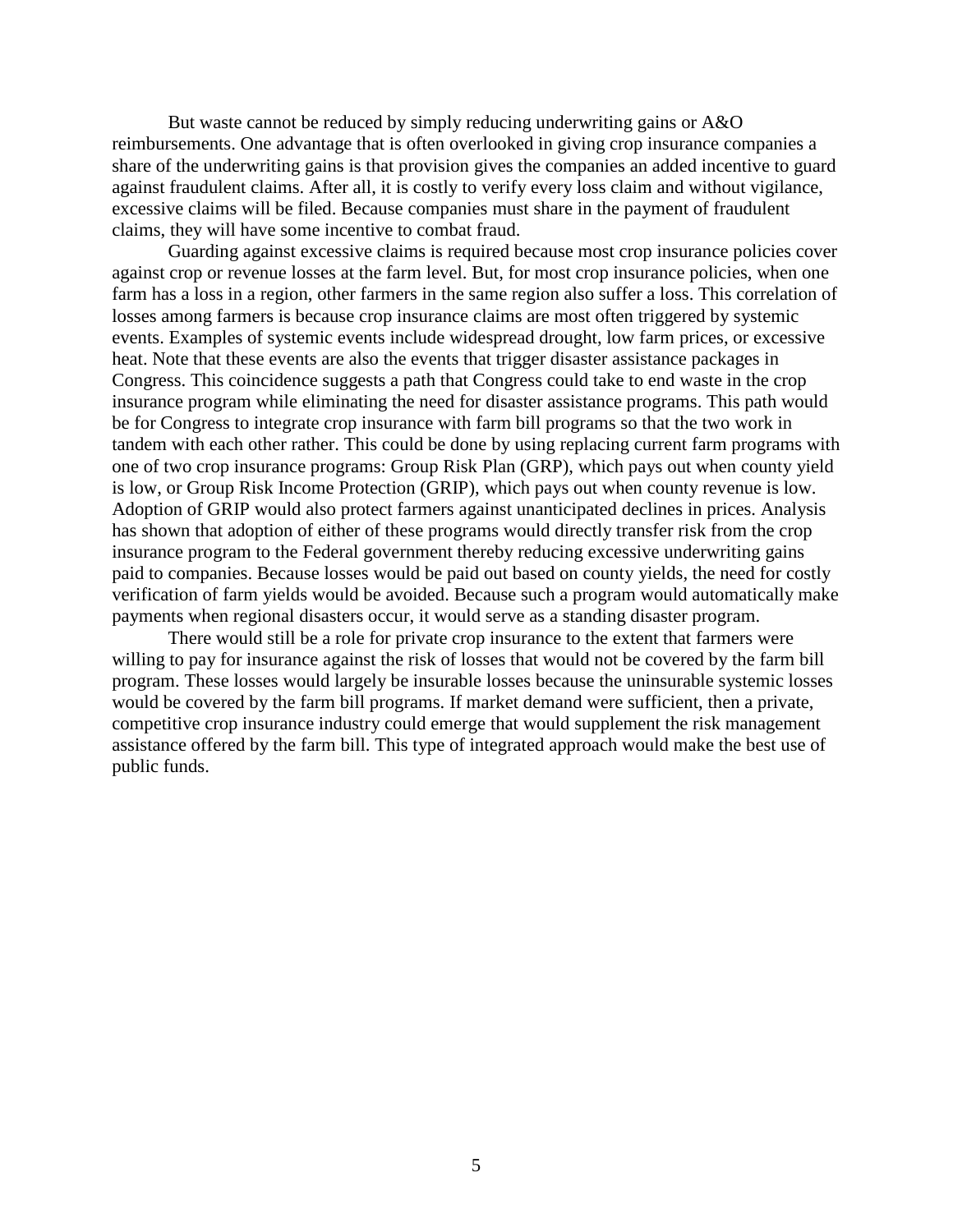But waste cannot be reduced by simply reducing underwriting gains or A&O reimbursements. One advantage that is often overlooked in giving crop insurance companies a share of the underwriting gains is that provision gives the companies an added incentive to guard against fraudulent claims. After all, it is costly to verify every loss claim and without vigilance, excessive claims will be filed. Because companies must share in the payment of fraudulent claims, they will have some incentive to combat fraud.

Guarding against excessive claims is required because most crop insurance policies cover against crop or revenue losses at the farm level. But, for most crop insurance policies, when one farm has a loss in a region, other farmers in the same region also suffer a loss. This correlation of losses among farmers is because crop insurance claims are most often triggered by systemic events. Examples of systemic events include widespread drought, low farm prices, or excessive heat. Note that these events are also the events that trigger disaster assistance packages in Congress. This coincidence suggests a path that Congress could take to end waste in the crop insurance program while eliminating the need for disaster assistance programs. This path would be for Congress to integrate crop insurance with farm bill programs so that the two work in tandem with each other rather. This could be done by using replacing current farm programs with one of two crop insurance programs: Group Risk Plan (GRP), which pays out when county yield is low, or Group Risk Income Protection (GRIP), which pays out when county revenue is low. Adoption of GRIP would also protect farmers against unanticipated declines in prices. Analysis has shown that adoption of either of these programs would directly transfer risk from the crop insurance program to the Federal government thereby reducing excessive underwriting gains paid to companies. Because losses would be paid out based on county yields, the need for costly verification of farm yields would be avoided. Because such a program would automatically make payments when regional disasters occur, it would serve as a standing disaster program.

There would still be a role for private crop insurance to the extent that farmers were willing to pay for insurance against the risk of losses that would not be covered by the farm bill program. These losses would largely be insurable losses because the uninsurable systemic losses would be covered by the farm bill programs. If market demand were sufficient, then a private, competitive crop insurance industry could emerge that would supplement the risk management assistance offered by the farm bill. This type of integrated approach would make the best use of public funds.